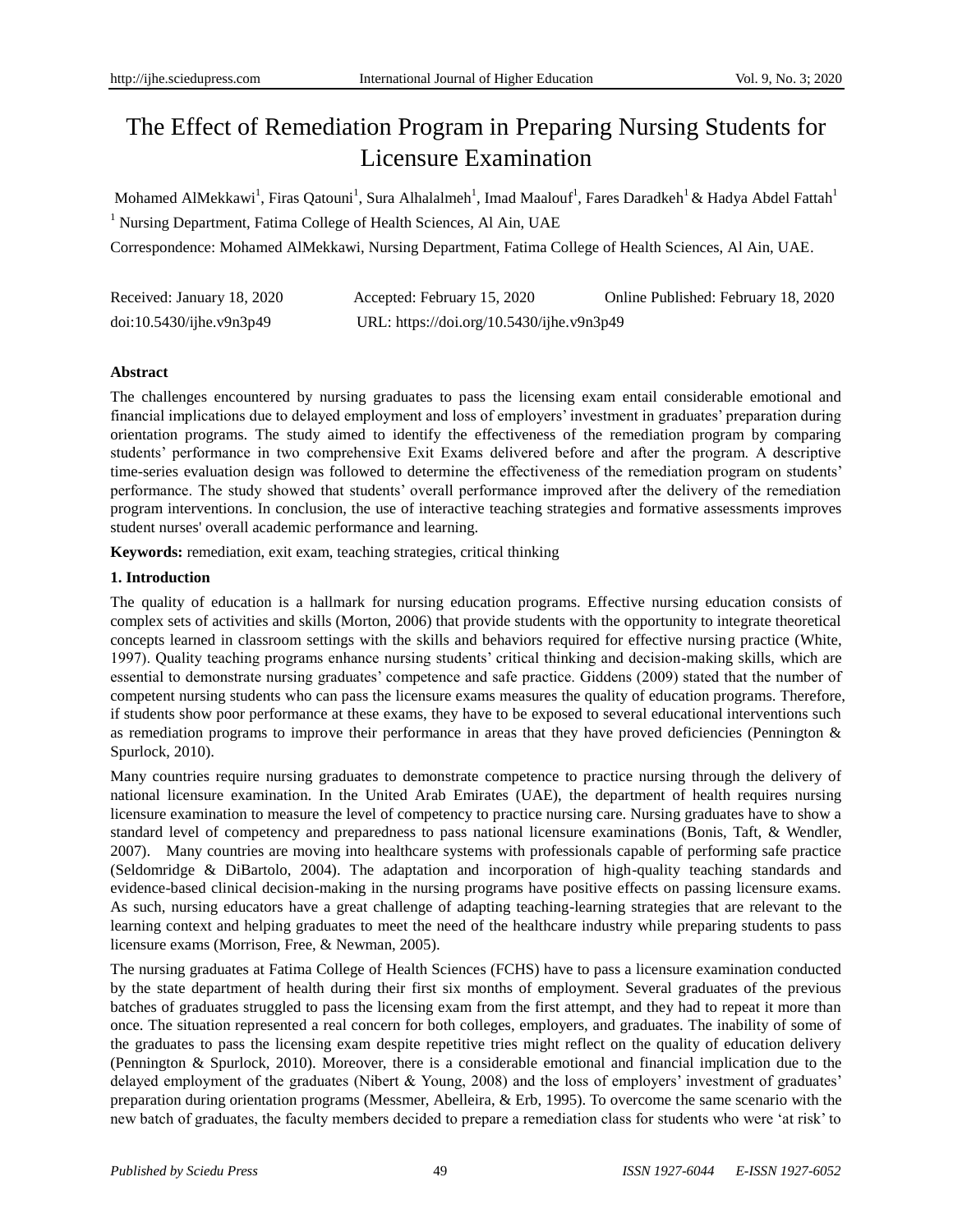# The Effect of Remediation Program in Preparing Nursing Students for Licensure Examination

Mohamed AlMekkawi[1], Firas Qatouni[1], Sura Alhalalmeh[1], Imad Maalouf[1], Fares Daradkeh[1] & Hadya Abdel Fattah[1]

[1] Nursing Department, Fatima College of Health Sciences, Al Ain, UAE

Correspondence: Mohamed AlMekkawi, Nursing Department, Fatima College of Health Sciences, Al Ain, UAE.

Received: January 18, 2020 Accepted: February 15, 2020 Online Published: February 18, 2020

doi:10.5430/ijhe.v9n3p49 URL: https://doi.org/10.5430/ijhe.v9n3p49

## Abstract

The challenges encountered by nursing graduates to pass the licensing exam entail considerable emotional and financial implications due to delayed employment and loss of employers' investment in graduates' preparation during orientation programs. The study aimed to identify the effectiveness of the remediation program by comparing students' performance in two comprehensive Exit Exams delivered before and after the program. A descriptive time-series evaluation design was followed to determine the effectiveness of the remediation program on students' performance. The study showed that students' overall performance improved after the delivery of the remediation program interventions. In conclusion, the use of interactive teaching strategies and formative assessments improves student nurses' overall academic performance and learning.

**Keywords:** remediation, exit exam, teaching strategies, critical thinking

## 1. Introduction

The quality of education is a hallmark for nursing education programs. Effective nursing education consists of complex sets of activities and skills (Morton, 2006) that provide students with the opportunity to integrate theoretical concepts learned in classroom settings with the skills and behaviors required for effective nursing practice (White, 1997). Quality teaching programs enhance nursing students' critical thinking and decision-making skills, which are essential to demonstrate nursing graduates' competence and safe practice. Giddens (2009) stated that the number of competent nursing students who can pass the licensure exams measures the quality of education programs. Therefore, if students show poor performance at these exams, they have to be exposed to several educational interventions such as remediation programs to improve their performance in areas that they have proved deficiencies (Pennington & Spurlock, 2010).

Many countries require nursing graduates to demonstrate competence to practice nursing through the delivery of national licensure examination. In the United Arab Emirates (UAE), the department of health requires nursing licensure examination to measure the level of competency to practice nursing care. Nursing graduates have to show a standard level of competency and preparedness to pass national licensure examinations (Bonis, Taft, & Wendler, 2007). Many countries are moving into healthcare systems with professionals capable of performing safe practice (Seldomridge & DiBartolo, 2004). The adaptation and incorporation of high-quality teaching standards and evidence-based clinical decision-making in the nursing programs have positive effects on passing licensure exams. As such, nursing educators have a great challenge of adapting teaching-learning strategies that are relevant to the learning context and helping graduates to meet the need of the healthcare industry while preparing students to pass licensure exams (Morrison, Free, & Newman, 2005).

The nursing graduates at Fatima College of Health Sciences (FCHS) have to pass a licensure examination conducted by the state department of health during their first six months of employment. Several graduates of the previous batches of graduates struggled to pass the licensing exam from the first attempt, and they had to repeat it more than once. The situation represented a real concern for both colleges, employers, and graduates. The inability of some of the graduates to pass the licensing exam despite repetitive tries might reflect on the quality of education delivery (Pennington & Spurlock, 2010). Moreover, there is a considerable emotional and financial implication due to the delayed employment of the graduates (Nibert & Young, 2008) and the loss of employers' investment of graduates' preparation during orientation programs (Messmer, Abelleira, & Erb, 1995). To overcome the same scenario with the new batch of graduates, the faculty members decided to prepare a remediation class for students who were 'at risk' to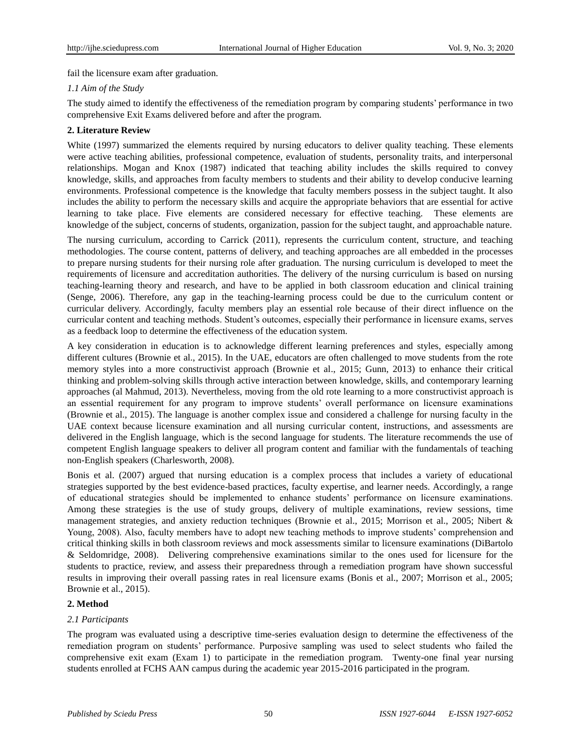fail the licensure exam after graduation.

### *1.1 Aim of the Study*

The study aimed to identify the effectiveness of the remediation program by comparing students' performance in two comprehensive Exit Exams delivered before and after the program.

## 2. Literature Review

White (1997) summarized the elements required by nursing educators to deliver quality teaching. These elements were active teaching abilities, professional competence, evaluation of students, personality traits, and interpersonal relationships. Mogan and Knox (1987) indicated that teaching ability includes the skills required to convey knowledge, skills, and approaches from faculty members to students and their ability to develop conducive learning environments. Professional competence is the knowledge that faculty members possess in the subject taught. It also includes the ability to perform the necessary skills and acquire the appropriate behaviors that are essential for active learning to take place. Five elements are considered necessary for effective teaching. These elements are knowledge of the subject, concerns of students, organization, passion for the subject taught, and approachable nature.

The nursing curriculum, according to Carrick (2011), represents the curriculum content, structure, and teaching methodologies. The course content, patterns of delivery, and teaching approaches are all embedded in the processes to prepare nursing students for their nursing role after graduation. The nursing curriculum is developed to meet the requirements of licensure and accreditation authorities. The delivery of the nursing curriculum is based on nursing teaching-learning theory and research, and have to be applied in both classroom education and clinical training (Senge, 2006). Therefore, any gap in the teaching-learning process could be due to the curriculum content or curricular delivery. Accordingly, faculty members play an essential role because of their direct influence on the curricular content and teaching methods. Student's outcomes, especially their performance in licensure exams, serves as a feedback loop to determine the effectiveness of the education system.

A key consideration in education is to acknowledge different learning preferences and styles, especially among different cultures (Brownie et al., 2015). In the UAE, educators are often challenged to move students from the rote memory styles into a more constructivist approach (Brownie et al., 2015; Gunn, 2013) to enhance their critical thinking and problem-solving skills through active interaction between knowledge, skills, and contemporary learning approaches (al Mahmud, 2013). Nevertheless, moving from the old rote learning to a more constructivist approach is an essential requirement for any program to improve students' overall performance on licensure examinations (Brownie et al., 2015). The language is another complex issue and considered a challenge for nursing faculty in the UAE context because licensure examination and all nursing curricular content, instructions, and assessments are delivered in the English language, which is the second language for students. The literature recommends the use of competent English language speakers to deliver all program content and familiar with the fundamentals of teaching non-English speakers (Charlesworth, 2008).

Bonis et al. (2007) argued that nursing education is a complex process that includes a variety of educational strategies supported by the best evidence-based practices, faculty expertise, and learner needs. Accordingly, a range of educational strategies should be implemented to enhance students' performance on licensure examinations. Among these strategies is the use of study groups, delivery of multiple examinations, review sessions, time management strategies, and anxiety reduction techniques (Brownie et al., 2015; Morrison et al., 2005; Nibert & Young, 2008). Also, faculty members have to adopt new teaching methods to improve students' comprehension and critical thinking skills in both classroom reviews and mock assessments similar to licensure examinations (DiBartolo & Seldomridge, 2008). Delivering comprehensive examinations similar to the ones used for licensure for the students to practice, review, and assess their preparedness through a remediation program have shown successful results in improving their overall passing rates in real licensure exams (Bonis et al., 2007; Morrison et al., 2005; Brownie et al., 2015).

## 2. Method

### *2.1 Participants*

The program was evaluated using a descriptive time-series evaluation design to determine the effectiveness of the remediation program on students' performance. Purposive sampling was used to select students who failed the comprehensive exit exam (Exam 1) to participate in the remediation program. Twenty-one final year nursing students enrolled at FCHS AAN campus during the academic year 2015-2016 participated in the program.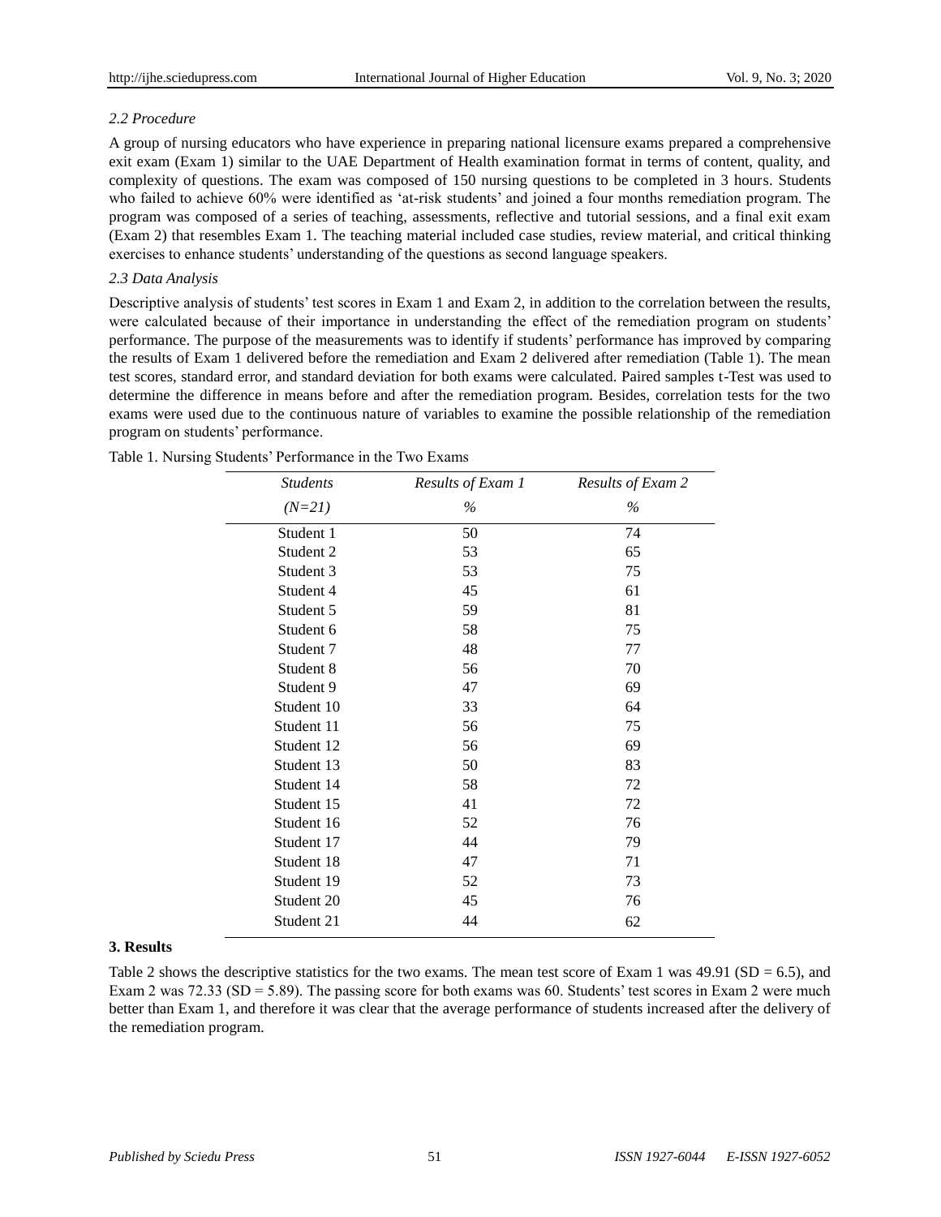### *2.2 Procedure*

A group of nursing educators who have experience in preparing national licensure exams prepared a comprehensive exit exam (Exam 1) similar to the UAE Department of Health examination format in terms of content, quality, and complexity of questions. The exam was composed of 150 nursing questions to be completed in 3 hours. Students who failed to achieve 60% were identified as 'at-risk students' and joined a four months remediation program. The program was composed of a series of teaching, assessments, reflective and tutorial sessions, and a final exit exam (Exam 2) that resembles Exam 1. The teaching material included case studies, review material, and critical thinking exercises to enhance students' understanding of the questions as second language speakers.

### *2.3 Data Analysis*

Descriptive analysis of students' test scores in Exam 1 and Exam 2, in addition to the correlation between the results, were calculated because of their importance in understanding the effect of the remediation program on students' performance. The purpose of the measurements was to identify if students' performance has improved by comparing the results of Exam 1 delivered before the remediation and Exam 2 delivered after remediation (Table 1). The mean test scores, standard error, and standard deviation for both exams were calculated. Paired samples t-Test was used to determine the difference in means before and after the remediation program. Besides, correlation tests for the two exams were used due to the continuous nature of variables to examine the possible relationship of the remediation program on students' performance.

Table 1. Nursing Students' Performance in the Two Exams

| *Students* (*N=21*) | *Results of Exam 1* % | *Results of Exam 2* % |
|---|---|---|
| Student 1 | 50 | 74 |
| Student 2 | 53 | 65 |
| Student 3 | 53 | 75 |
| Student 4 | 45 | 61 |
| Student 5 | 59 | 81 |
| Student 6 | 58 | 75 |
| Student 7 | 48 | 77 |
| Student 8 | 56 | 70 |
| Student 9 | 47 | 69 |
| Student 10 | 33 | 64 |
| Student 11 | 56 | 75 |
| Student 12 | 56 | 69 |
| Student 13 | 50 | 83 |
| Student 14 | 58 | 72 |
| Student 15 | 41 | 72 |
| Student 16 | 52 | 76 |
| Student 17 | 44 | 79 |
| Student 18 | 47 | 71 |
| Student 19 | 52 | 73 |
| Student 20 | 45 | 76 |
| Student 21 | 44 | 62 |

## 3. Results

Table 2 shows the descriptive statistics for the two exams. The mean test score of Exam 1 was 49.91 (SD = 6.5), and Exam 2 was 72.33 (SD = 5.89). The passing score for both exams was 60. Students' test scores in Exam 2 were much better than Exam 1, and therefore it was clear that the average performance of students increased after the delivery of the remediation program.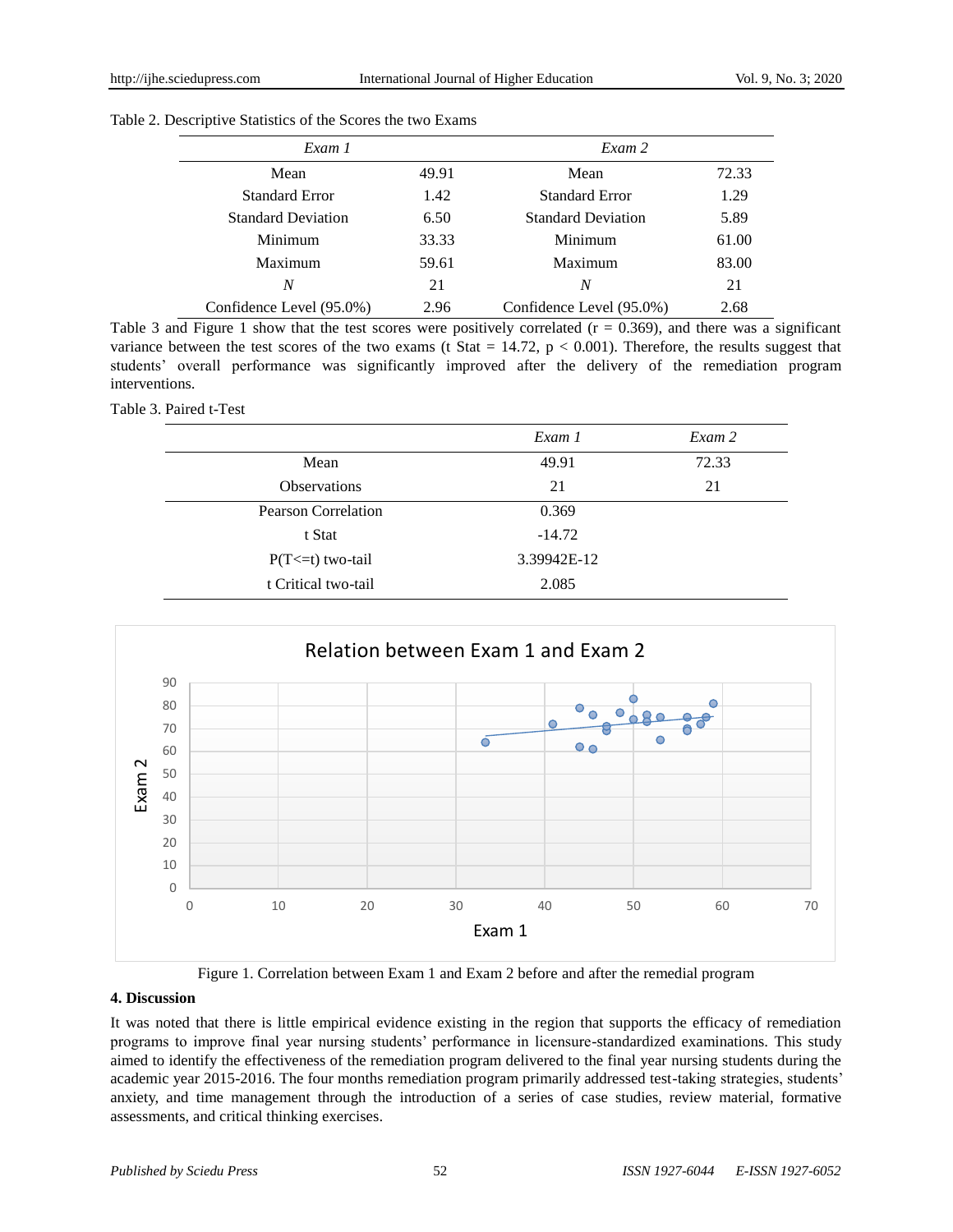Table 2. Descriptive Statistics of the Scores the two Exams

| *Exam 1* | | *Exam 2* | |
|---|---|---|---|
| Mean | 49.91 | Mean | 72.33 |
| Standard Error | 1.42 | Standard Error | 1.29 |
| Standard Deviation | 6.50 | Standard Deviation | 5.89 |
| Minimum | 33.33 | Minimum | 61.00 |
| Maximum | 59.61 | Maximum | 83.00 |
| *N* | 21 | *N* | 21 |
| Confidence Level (95.0%) | 2.96 | Confidence Level (95.0%) | 2.68 |

Table 3 and Figure 1 show that the test scores were positively correlated ($r = 0.369$), and there was a significant variance between the test scores of the two exams (t Stat = 14.72, $p < 0.001$). Therefore, the results suggest that students' overall performance was significantly improved after the delivery of the remediation program interventions.

Table 3. Paired t-Test

| | *Exam 1* | *Exam 2* |
|---|---|---|
| Mean | 49.91 | 72.33 |
| Observations | 21 | 21 |
| Pearson Correlation | 0.369 | |
| t Stat | -14.72 | |
| P(T<=t) two-tail | 3.39942E-12 | |
| t Critical two-tail | 2.085 | |

Figure 1. Correlation between Exam 1 and Exam 2 before and after the remedial program

## 4. Discussion

It was noted that there is little empirical evidence existing in the region that supports the efficacy of remediation programs to improve final year nursing students' performance in licensure-standardized examinations. This study aimed to identify the effectiveness of the remediation program delivered to the final year nursing students during the academic year 2015-2016. The four months remediation program primarily addressed test-taking strategies, students' anxiety, and time management through the introduction of a series of case studies, review material, formative assessments, and critical thinking exercises.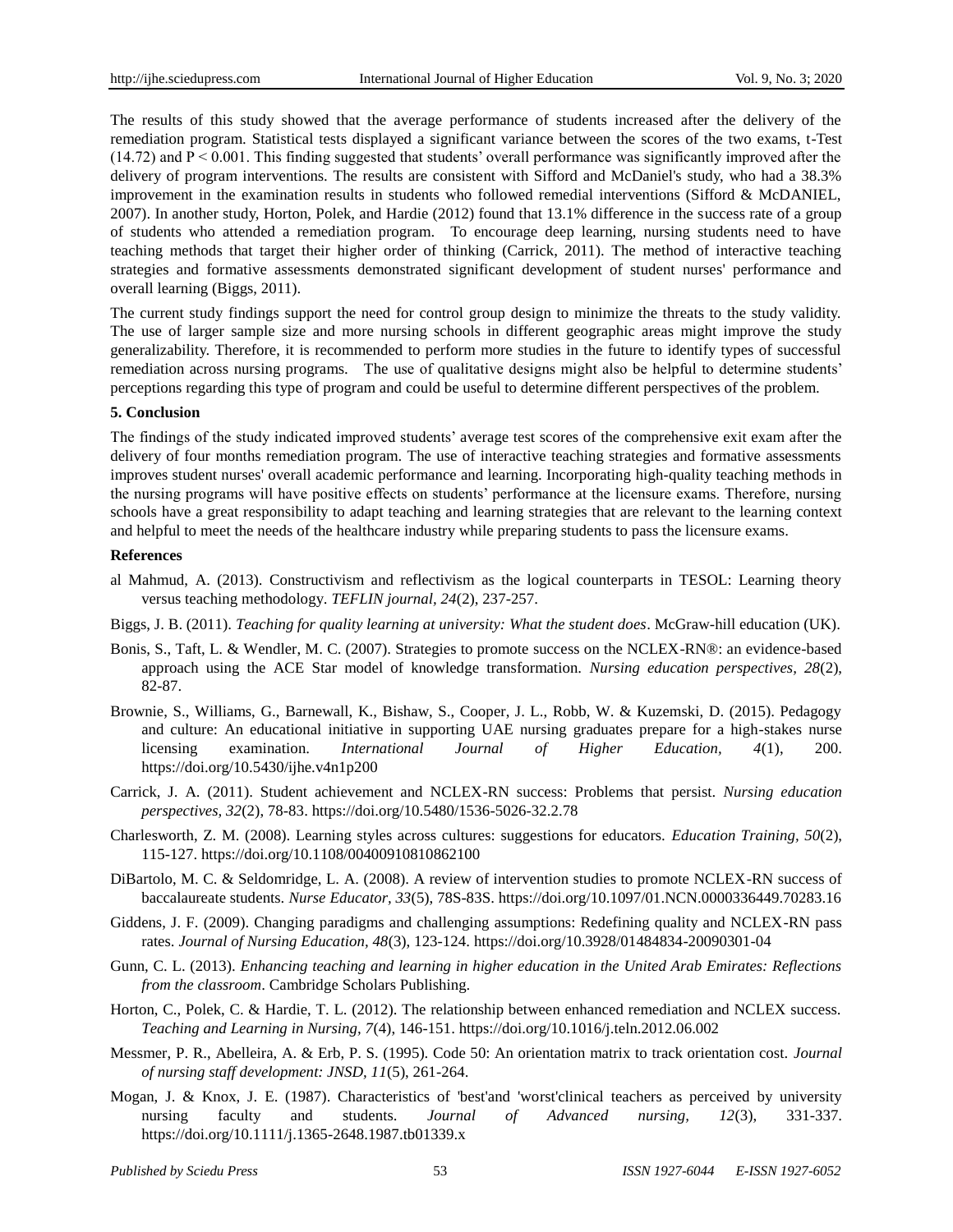The results of this study showed that the average performance of students increased after the delivery of the remediation program. Statistical tests displayed a significant variance between the scores of the two exams, t-Test (14.72) and $P < 0.001$. This finding suggested that students' overall performance was significantly improved after the delivery of program interventions. The results are consistent with Sifford and McDaniel's study, who had a 38.3% improvement in the examination results in students who followed remedial interventions (Sifford & McDANIEL, 2007). In another study, Horton, Polek, and Hardie (2012) found that 13.1% difference in the success rate of a group of students who attended a remediation program. To encourage deep learning, nursing students need to have teaching methods that target their higher order of thinking (Carrick, 2011). The method of interactive teaching strategies and formative assessments demonstrated significant development of student nurses' performance and overall learning (Biggs, 2011).

The current study findings support the need for control group design to minimize the threats to the study validity. The use of larger sample size and more nursing schools in different geographic areas might improve the study generalizability. Therefore, it is recommended to perform more studies in the future to identify types of successful remediation across nursing programs. The use of qualitative designs might also be helpful to determine students' perceptions regarding this type of program and could be useful to determine different perspectives of the problem.

## 5. Conclusion

The findings of the study indicated improved students' average test scores of the comprehensive exit exam after the delivery of four months remediation program. The use of interactive teaching strategies and formative assessments improves student nurses' overall academic performance and learning. Incorporating high-quality teaching methods in the nursing programs will have positive effects on students' performance at the licensure exams. Therefore, nursing schools have a great responsibility to adapt teaching and learning strategies that are relevant to the learning context and helpful to meet the needs of the healthcare industry while preparing students to pass the licensure exams.

## References

al Mahmud, A. (2013). Constructivism and reflectivism as the logical counterparts in TESOL: Learning theory versus teaching methodology. *TEFLIN journal, 24*(2), 237-257.

Biggs, J. B. (2011). *Teaching for quality learning at university: What the student does*. McGraw-hill education (UK).

Bonis, S., Taft, L. & Wendler, M. C. (2007). Strategies to promote success on the NCLEX-RN®: an evidence-based approach using the ACE Star model of knowledge transformation. *Nursing education perspectives, 28*(2), 82-87.

Brownie, S., Williams, G., Barnewall, K., Bishaw, S., Cooper, J. L., Robb, W. & Kuzemski, D. (2015). Pedagogy and culture: An educational initiative in supporting UAE nursing graduates prepare for a high-stakes nurse licensing examination. *International Journal of Higher Education, 4*(1), 200. https://doi.org/10.5430/ijhe.v4n1p200

Carrick, J. A. (2011). Student achievement and NCLEX-RN success: Problems that persist. *Nursing education perspectives, 32*(2), 78-83. https://doi.org/10.5480/1536-5026-32.2.78

Charlesworth, Z. M. (2008). Learning styles across cultures: suggestions for educators. *Education Training, 50*(2), 115-127. https://doi.org/10.1108/00400910810862100

DiBartolo, M. C. & Seldomridge, L. A. (2008). A review of intervention studies to promote NCLEX-RN success of baccalaureate students. *Nurse Educator, 33*(5), 78S-83S. https://doi.org/10.1097/01.NCN.0000336449.70283.16

Giddens, J. F. (2009). Changing paradigms and challenging assumptions: Redefining quality and NCLEX-RN pass rates. *Journal of Nursing Education, 48*(3), 123-124. https://doi.org/10.3928/01484834-20090301-04

Gunn, C. L. (2013). *Enhancing teaching and learning in higher education in the United Arab Emirates: Reflections from the classroom*. Cambridge Scholars Publishing.

Horton, C., Polek, C. & Hardie, T. L. (2012). The relationship between enhanced remediation and NCLEX success. *Teaching and Learning in Nursing, 7*(4), 146-151. https://doi.org/10.1016/j.teln.2012.06.002

Messmer, P. R., Abelleira, A. & Erb, P. S. (1995). Code 50: An orientation matrix to track orientation cost. *Journal of nursing staff development: JNSD, 11*(5), 261-264.

Mogan, J. & Knox, J. E. (1987). Characteristics of 'best'and 'worst'clinical teachers as perceived by university nursing faculty and students. *Journal of Advanced nursing, 12*(3), 331-337. https://doi.org/10.1111/j.1365-2648.1987.tb01339.x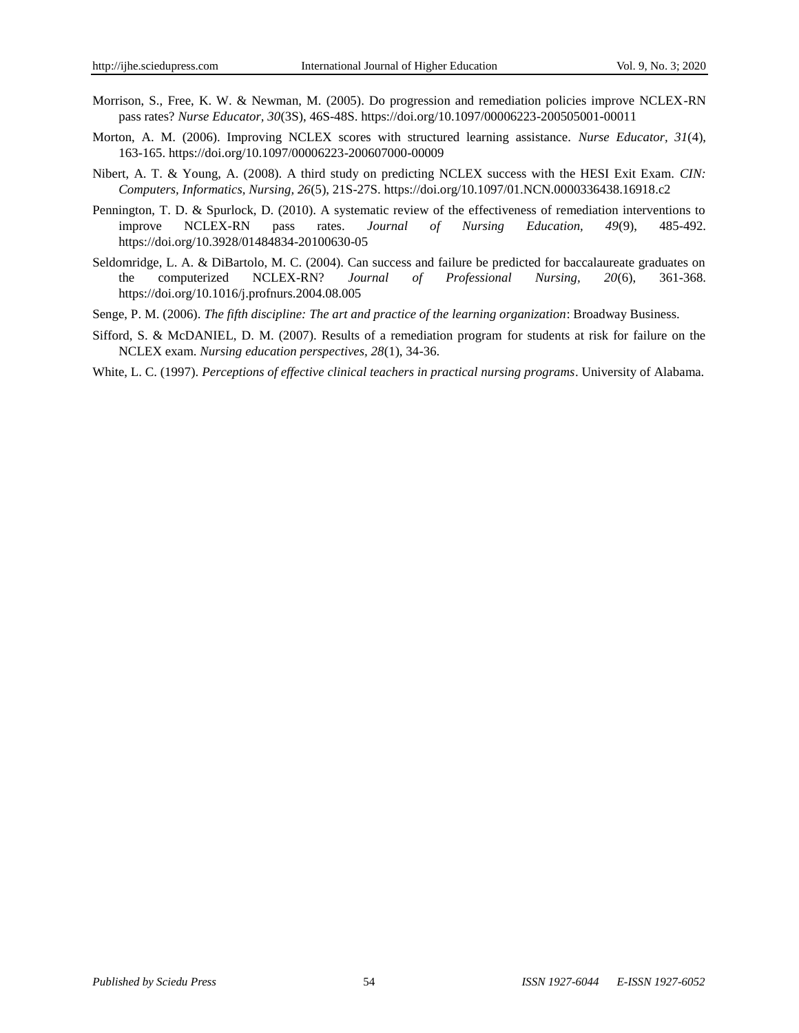Morrison, S., Free, K. W. & Newman, M. (2005). Do progression and remediation policies improve NCLEX-RN pass rates? *Nurse Educator, 30*(3S), 46S-48S. https://doi.org/10.1097/00006223-200505001-00011

Morton, A. M. (2006). Improving NCLEX scores with structured learning assistance. *Nurse Educator, 31*(4), 163-165. https://doi.org/10.1097/00006223-200607000-00009

Nibert, A. T. & Young, A. (2008). A third study on predicting NCLEX success with the HESI Exit Exam. *CIN: Computers, Informatics, Nursing, 26*(5), 21S-27S. https://doi.org/10.1097/01.NCN.0000336438.16918.c2

Pennington, T. D. & Spurlock, D. (2010). A systematic review of the effectiveness of remediation interventions to improve NCLEX-RN pass rates. *Journal of Nursing Education, 49*(9), 485-492. https://doi.org/10.3928/01484834-20100630-05

Seldomridge, L. A. & DiBartolo, M. C. (2004). Can success and failure be predicted for baccalaureate graduates on the computerized NCLEX-RN? *Journal of Professional Nursing, 20*(6), 361-368. https://doi.org/10.1016/j.profnurs.2004.08.005

Senge, P. M. (2006). *The fifth discipline: The art and practice of the learning organization*: Broadway Business.

Sifford, S. & McDANIEL, D. M. (2007). Results of a remediation program for students at risk for failure on the NCLEX exam. *Nursing education perspectives, 28*(1), 34-36.

White, L. C. (1997). *Perceptions of effective clinical teachers in practical nursing programs*. University of Alabama.